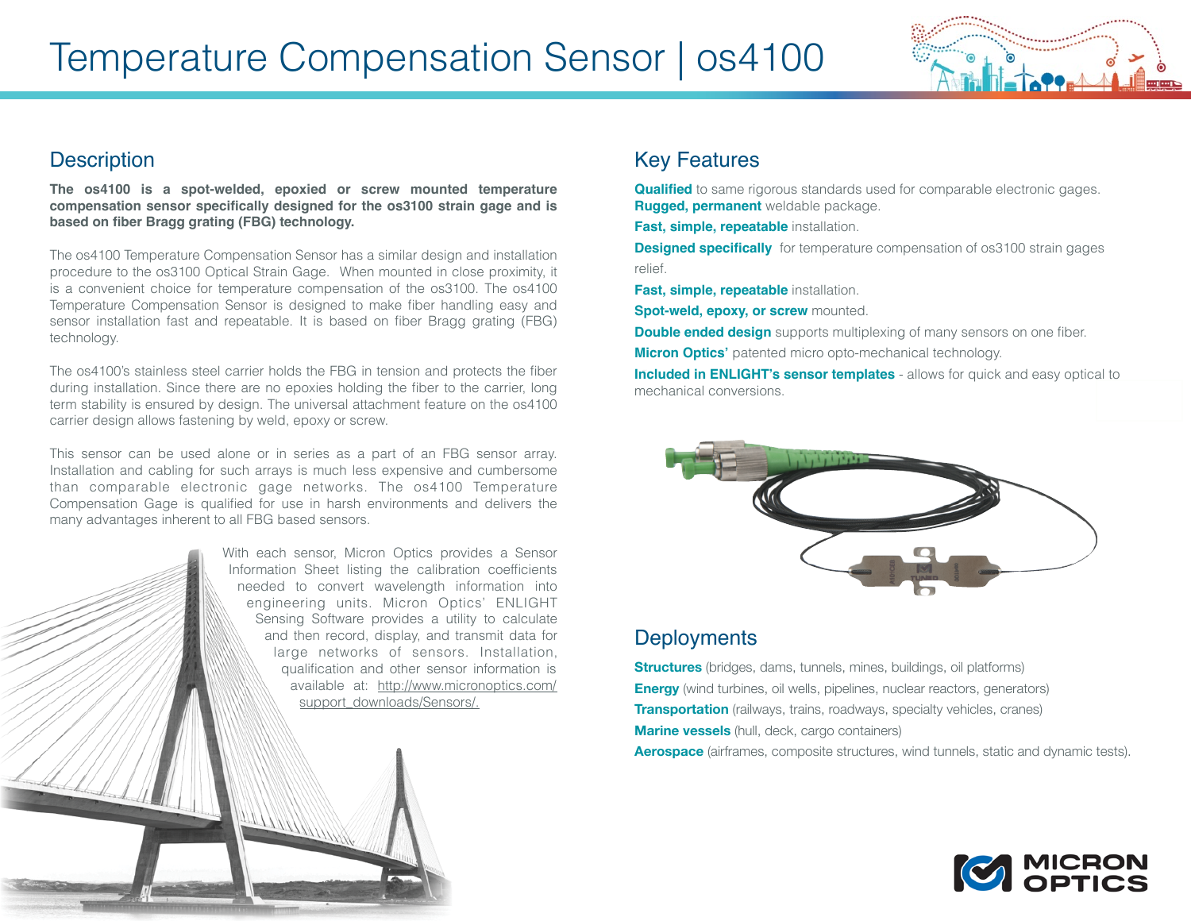# Temperature Compensation Sensor | os4100

## Description

**The os4100 is a spot-welded, epoxied or screw mounted temperature compensation sensor specifically designed for the os3100 strain gage and is based on fiber Bragg grating (FBG) technology.**

The os4100 Temperature Compensation Sensor has a similar design and installation procedure to the os3100 Optical Strain Gage. When mounted in close proximity, it is a convenient choice for temperature compensation of the os3100. The os4100 Temperature Compensation Sensor is designed to make fiber handling easy and sensor installation fast and repeatable. It is based on fiber Bragg grating (FBG) technology.

The os4100's stainless steel carrier holds the FBG in tension and protects the fiber during installation. Since there are no epoxies holding the fiber to the carrier, long term stability is ensured by design. The universal attachment feature on the os4100 carrier design allows fastening by weld, epoxy or screw.

This sensor can be used alone or in series as a part of an FBG sensor array. Installation and cabling for such arrays is much less expensive and cumbersome than comparable electronic gage networks. The os4100 Temperature Compensation Gage is qualified for use in harsh environments and delivers the many advantages inherent to all FBG based sensors.

With each sensor, Micron Optics provides a Sensor Information Sheet listing the calibration coefficients needed to convert wavelength information into engineering units. Micron Optics' ENLIGHT Sensing Software provides a utility to calculate and then record, display, and transmit data for large networks of sensors. Installation, qualification and other sensor information is available at: http://www.micronoptics.com/support_downloads/Sensors/.

## Key Features

**Qualified** to same rigorous standards used for comparable electronic gages.
**Rugged, permanent** weldable package.

**Fast, simple, repeatable** installation.

**Designed specifically** for temperature compensation of os3100 strain gages relief.

**Fast, simple, repeatable** installation.

**Spot-weld, epoxy, or screw** mounted.

**Double ended design** supports multiplexing of many sensors on one fiber.

**Micron Optics'** patented micro opto-mechanical technology.

**Included in ENLIGHT's sensor templates** - allows for quick and easy optical to mechanical conversions.

## Deployments

**Structures** (bridges, dams, tunnels, mines, buildings, oil platforms)

**Energy** (wind turbines, oil wells, pipelines, nuclear reactors, generators)

**Transportation** (railways, trains, roadways, specialty vehicles, cranes)

**Marine vessels** (hull, deck, cargo containers)

**Aerospace** (airframes, composite structures, wind tunnels, static and dynamic tests).

MICRON OPTICS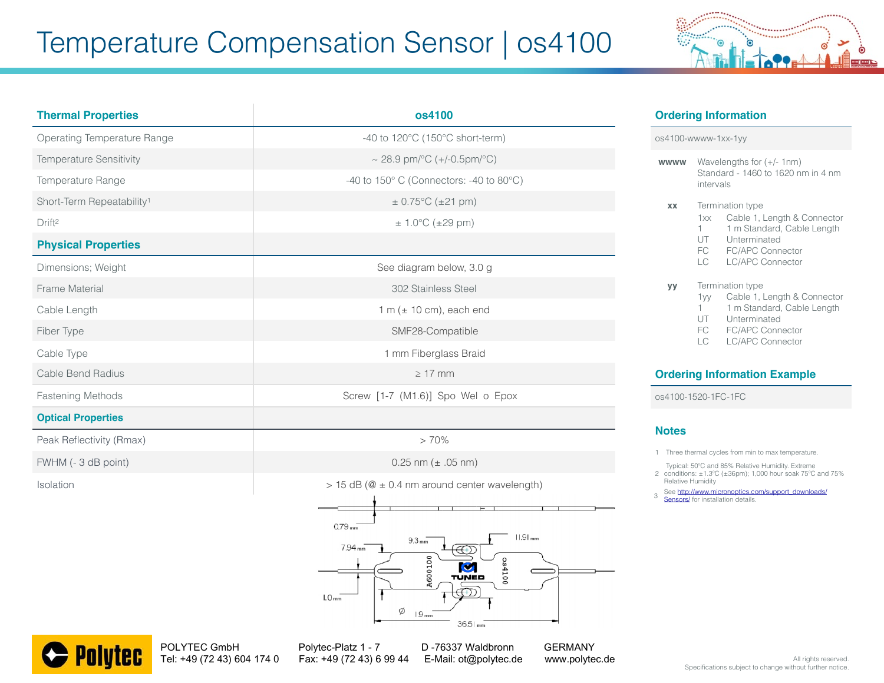# Temperature Compensation Sensor | os4100

| Thermal Properties | os4100 |
|---|---|
| Operating Temperature Range | -40 to 120°C (150°C short-term) |
| Temperature Sensitivity | ~ 28.9 pm/°C (+/-0.5pm/°C) |
| Temperature Range | -40 to 150° C (Connectors: -40 to 80°C) |
| Short-Term Repeatability[1] | ± 0.75°C (±21 pm) |
| Drift[2] | ± 1.0°C (±29 pm) |
| **Physical Properties** | |
| Dimensions; Weight | See diagram below, 3.0 g |
| Frame Material | 302 Stainless Steel |
| Cable Length | 1 m (± 10 cm), each end |
| Fiber Type | SMF28-Compatible |
| Cable Type | 1 mm Fiberglass Braid |
| Cable Bend Radius | ≥ 17 mm |
| Fastening Methods | Screw [1-7 (M1.6)] Spo Wel o Epox |
| **Optical Properties** | |
| Peak Reflectivity (Rmax) | > 70% |
| FWHM (- 3 dB point) | 0.25 nm (± .05 nm) |
| Isolation | > 15 dB (@ ± 0.4 nm around center wavelength) |

0.79 mm
9.3 mm
11.91 mm
7.94 mm
A600100
os4100
TUNED
1.0 mm
Ø 1.9 mm
36.51 mm

## Ordering Information

os4100-wwww-1xx-1yy

**wwww** Wavelengths for (+/- 1nm)
Standard - 1460 to 1620 nm in 4 nm intervals

**xx** Termination type

| | |
|---|---|
| 1xx | Cable 1, Length & Connector |
| 1 | 1 m Standard, Cable Length |
| UT | Unterminated |
| FC | FC/APC Connector |
| LC | LC/APC Connector |

**yy** Termination type

| | |
|---|---|
| 1yy | Cable 1, Length & Connector |
| 1 | 1 m Standard, Cable Length |
| UT | Unterminated |
| FC | FC/APC Connector |
| LC | LC/APC Connector |

## Ordering Information Example

os4100-1520-1FC-1FC

## Notes

1. Three thermal cycles from min to max temperature.
2. Typical: 50°C and 85% Relative Humidity. Extreme conditions: ±1.3°C (±36pm); 1,000 hour soak 75°C and 75% Relative Humidity
3. See http://www.micronoptics.com/support_downloads/Sensors/ for installation details.

Polytec

POLYTEC GmbH
Tel: +49 (72 43) 604 174 0

Polytec-Platz 1 - 7
Fax: +49 (72 43) 6 99 44

D -76337 Waldbronn
E-Mail: ot@polytec.de

GERMANY
www.polytec.de

All rights reserved.
Specifications subject to change without further notice.